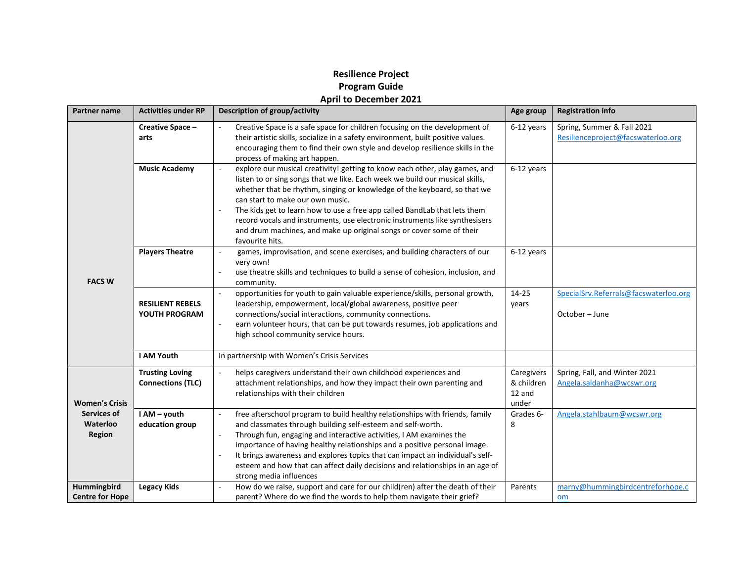**Resilience Project**
**Program Guide**
**April to December 2021**

| Partner name | Activities under RP | Description of group/activity | Age group | Registration info |
|---|---|---|---|---|
| **FACS W** | **Creative Space – arts** | - Creative Space is a safe space for children focusing on the development of their artistic skills, socialize in a safety environment, built positive values. encouraging them to find their own style and develop resilience skills in the process of making art happen. | 6-12 years | Spring, Summer & Fall 2021 Resilienceproject@facswaterloo.org |
| | **Music Academy** | - explore our musical creativity! getting to know each other, play games, and listen to or sing songs that we like. Each week we build our musical skills, whether that be rhythm, singing or knowledge of the keyboard, so that we can start to make our own music.<br>- The kids get to learn how to use a free app called BandLab that lets them record vocals and instruments, use electronic instruments like synthesisers and drum machines, and make up original songs or cover some of their favourite hits. | 6-12 years | |
| | **Players Theatre** | - games, improvisation, and scene exercises, and building characters of our very own!<br>- use theatre skills and techniques to build a sense of cohesion, inclusion, and community. | 6-12 years | |
| | **RESILIENT REBELS YOUTH PROGRAM** | - opportunities for youth to gain valuable experience/skills, personal growth, leadership, empowerment, local/global awareness, positive peer connections/social interactions, community connections.<br>- earn volunteer hours, that can be put towards resumes, job applications and high school community service hours. | 14-25 years | SpecialSrv.Referrals@facswaterloo.org<br><br>October – June |
| | **I AM Youth** | In partnership with Women's Crisis Services | | |
| **Women's Crisis Services of Waterloo Region** | **Trusting Loving Connections (TLC)** | - helps caregivers understand their own childhood experiences and attachment relationships, and how they impact their own parenting and relationships with their children | Caregivers & children 12 and under | Spring, Fall, and Winter 2021 Angela.saldanha@wcswr.org |
| | **I AM – youth education group** | - free afterschool program to build healthy relationships with friends, family and classmates through building self-esteem and self-worth.<br>- Through fun, engaging and interactive activities, I AM examines the importance of having healthy relationships and a positive personal image.<br>- It brings awareness and explores topics that can impact an individual's self-esteem and how that can affect daily decisions and relationships in an age of strong media influences | Grades 6-8 | Angela.stahlbaum@wcswr.org |
| **Hummingbird Centre for Hope** | **Legacy Kids** | - How do we raise, support and care for our child(ren) after the death of their parent? Where do we find the words to help them navigate their grief? | Parents | marny@hummingbirdcentreforhope.com |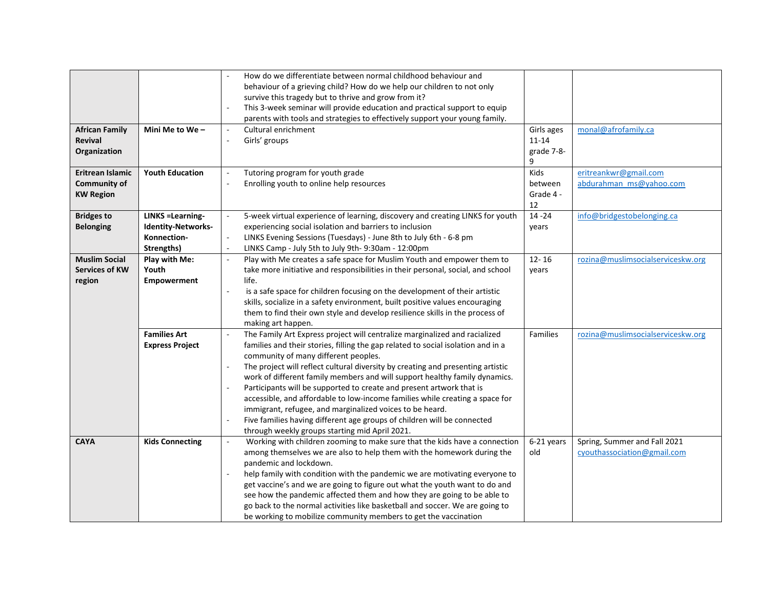| | | | | |
|---|---|---|---|---|
| | | - How do we differentiate between normal childhood behaviour and behaviour of a grieving child? How do we help our children to not only survive this tragedy but to thrive and grow from it?<br>- This 3-week seminar will provide education and practical support to equip parents with tools and strategies to effectively support your young family. | | |
| **African Family Revival Organization** | **Mini Me to We –** | - Cultural enrichment<br>- Girls' groups | Girls ages 11-14 grade 7-8-9 | monal@afrofamily.ca |
| **Eritrean Islamic Community of KW Region** | **Youth Education** | - Tutoring program for youth grade<br>- Enrolling youth to online help resources | Kids between Grade 4 - 12 | eritreankwr@gmail.com<br>abdurahman_ms@yahoo.com |
| **Bridges to Belonging** | **LINKS =Learning-Identity-Networks-Konnection-Strengths)** | - 5-week virtual experience of learning, discovery and creating LINKS for youth experiencing social isolation and barriers to inclusion<br>- LINKS Evening Sessions (Tuesdays) - June 8th to July 6th - 6-8 pm<br>- LINKS Camp - July 5th to July 9th- 9:30am - 12:00pm | 14 -24 years | info@bridgestobelonging.ca |
| **Muslim Social Services of KW region** | **Play with Me: Youth Empowerment** | - Play with Me creates a safe space for Muslim Youth and empower them to take more initiative and responsibilities in their personal, social, and school life.<br>- is a safe space for children focusing on the development of their artistic skills, socialize in a safety environment, built positive values encouraging them to find their own style and develop resilience skills in the process of making art happen. | 12- 16 years | rozina@muslimsocialserviceskw.org |
| | **Families Art Express Project** | - The Family Art Express project will centralize marginalized and racialized families and their stories, filling the gap related to social isolation and in a community of many different peoples.<br>- The project will reflect cultural diversity by creating and presenting artistic work of different family members and will support healthy family dynamics.<br>- Participants will be supported to create and present artwork that is accessible, and affordable to low-income families while creating a space for immigrant, refugee, and marginalized voices to be heard.<br>- Five families having different age groups of children will be connected through weekly groups starting mid April 2021. | Families | rozina@muslimsocialserviceskw.org |
| **CAYA** | **Kids Connecting** | - Working with children zooming to make sure that the kids have a connection among themselves we are also to help them with the homework during the pandemic and lockdown.<br>- help family with condition with the pandemic we are motivating everyone to get vaccine's and we are going to figure out what the youth want to do and see how the pandemic affected them and how they are going to be able to go back to the normal activities like basketball and soccer. We are going to be working to mobilize community members to get the vaccination | 6-21 years old | Spring, Summer and Fall 2021<br>cyouthassociation@gmail.com |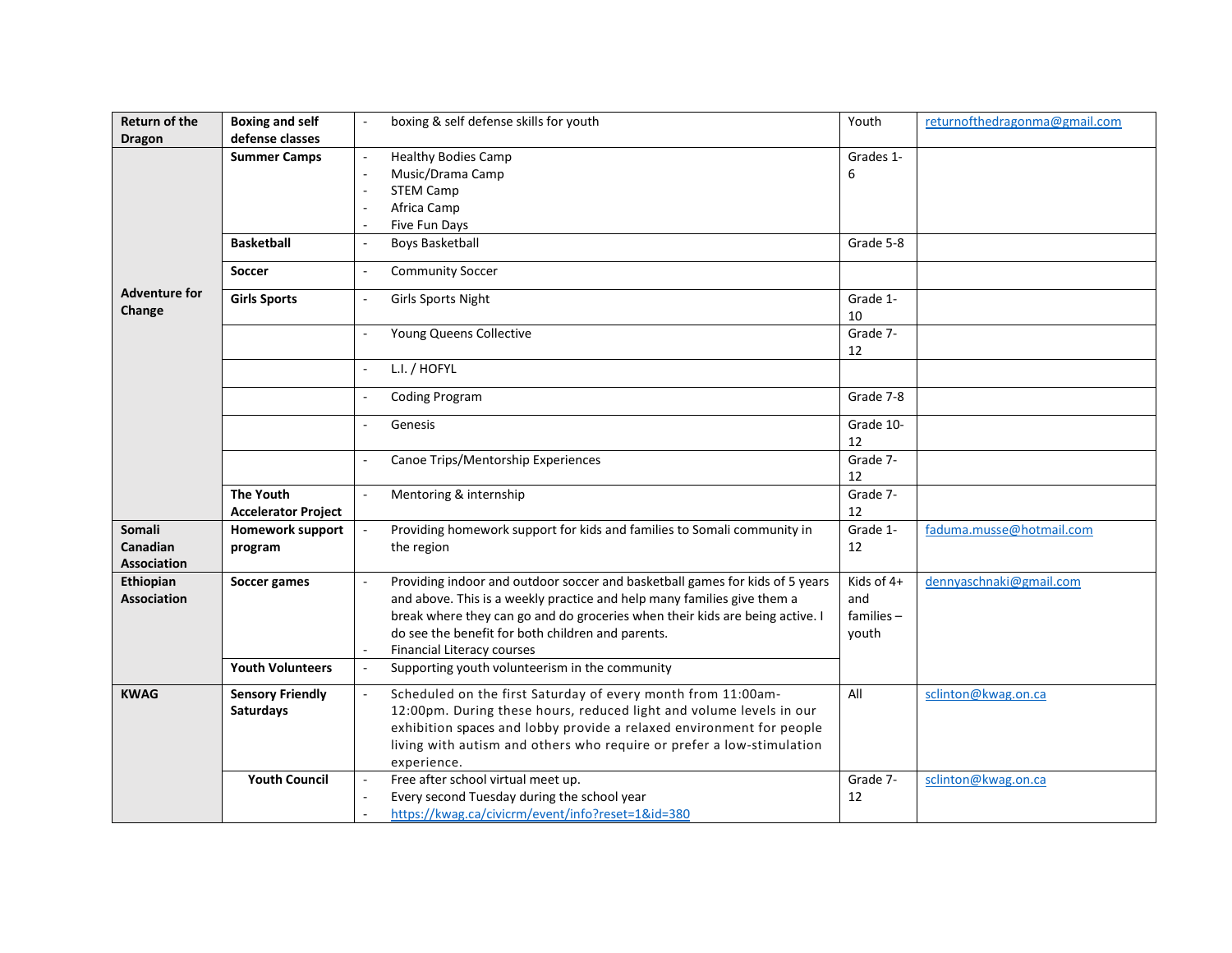| | | | | |
|---|---|---|---|---|
| **Return of the Dragon** | **Boxing and self defense classes** | - boxing & self defense skills for youth | Youth | returnofthedragonma@gmail.com |
| **Adventure for Change** | **Summer Camps** | - Healthy Bodies Camp<br>- Music/Drama Camp<br>- STEM Camp<br>- Africa Camp<br>- Five Fun Days | Grades 1-6 | |
| | **Basketball** | - Boys Basketball | Grade 5-8 | |
| | **Soccer** | - Community Soccer | | |
| | **Girls Sports** | - Girls Sports Night | Grade 1-10 | |
| | | - Young Queens Collective | Grade 7-12 | |
| | | - L.I. / HOFYL | | |
| | | - Coding Program | Grade 7-8 | |
| | | - Genesis | Grade 10-12 | |
| | | - Canoe Trips/Mentorship Experiences | Grade 7-12 | |
| | **The Youth Accelerator Project** | - Mentoring & internship | Grade 7-12 | |
| **Somali Canadian Association** | **Homework support program** | - Providing homework support for kids and families to Somali community in the region | Grade 1-12 | faduma.musse@hotmail.com |
| **Ethiopian Association** | **Soccer games** | - Providing indoor and outdoor soccer and basketball games for kids of 5 years and above. This is a weekly practice and help many families give them a break where they can go and do groceries when their kids are being active. I do see the benefit for both children and parents.<br>- Financial Literacy courses | Kids of 4+ and families – youth | dennyaschnaki@gmail.com |
| | **Youth Volunteers** | - Supporting youth volunteerism in the community | | |
| **KWAG** | **Sensory Friendly Saturdays** | - Scheduled on the first Saturday of every month from 11:00am-12:00pm. During these hours, reduced light and volume levels in our exhibition spaces and lobby provide a relaxed environment for people living with autism and others who require or prefer a low-stimulation experience. | All | sclinton@kwag.on.ca |
| | **Youth Council** | - Free after school virtual meet up.<br>- Every second Tuesday during the school year<br>- https://kwag.ca/civicrm/event/info?reset=1&id=380 | Grade 7-12 | sclinton@kwag.on.ca |